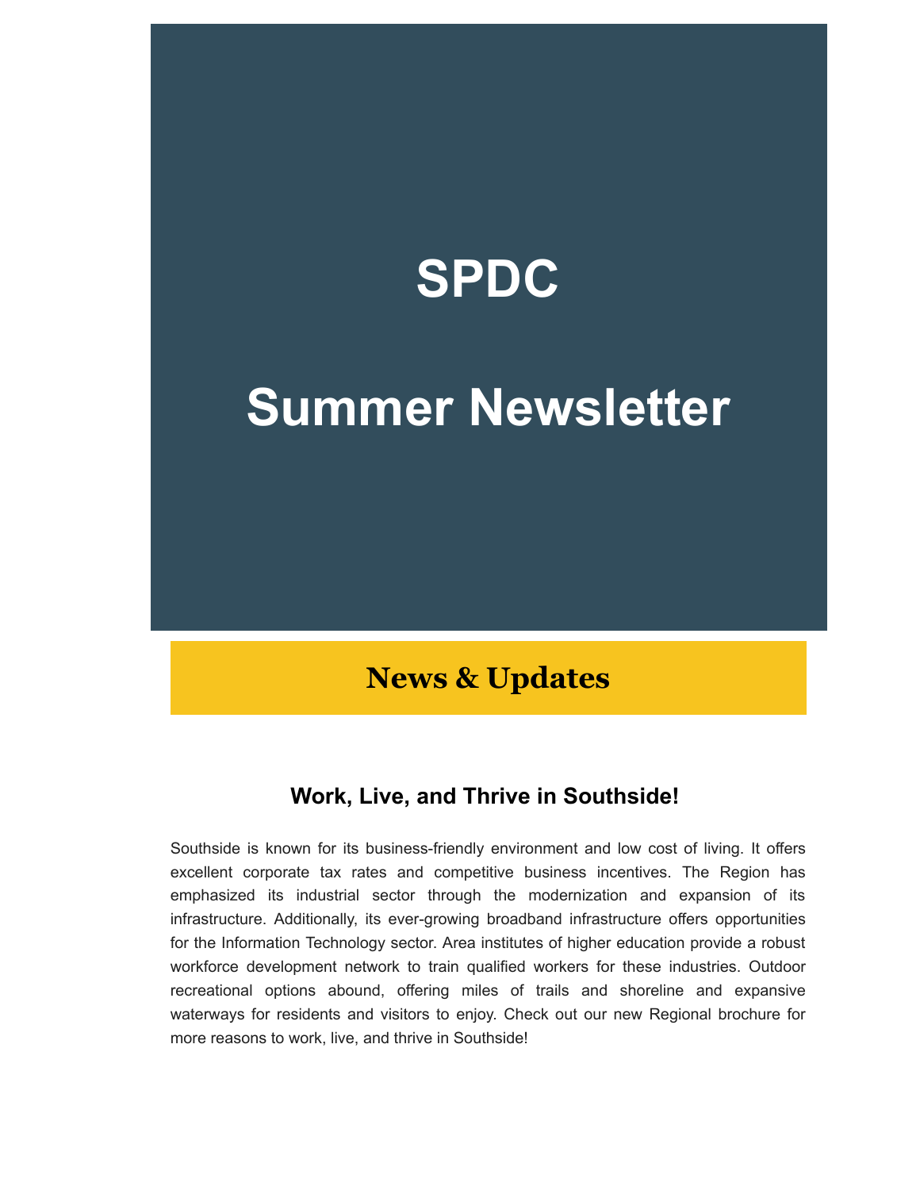# SPDC

# Summer Newsletter

## News & Updates

### Work, Live, and Thrive in Southside!

Southside is known for its business-friendly environment and low cost of living. It offers excellent corporate tax rates and competitive business incentives. The Region has emphasized its industrial sector through the modernization and expansion of its infrastructure. Additionally, its ever-growing broadband infrastructure offers opportunities for the Information Technology sector. Area institutes of higher education provide a robust workforce development network to train qualified workers for these industries. Outdoor recreational options abound, offering miles of trails and shoreline and expansive waterways for residents and visitors to enjoy. Check out our new Regional brochure for more reasons to work, live, and thrive in Southside!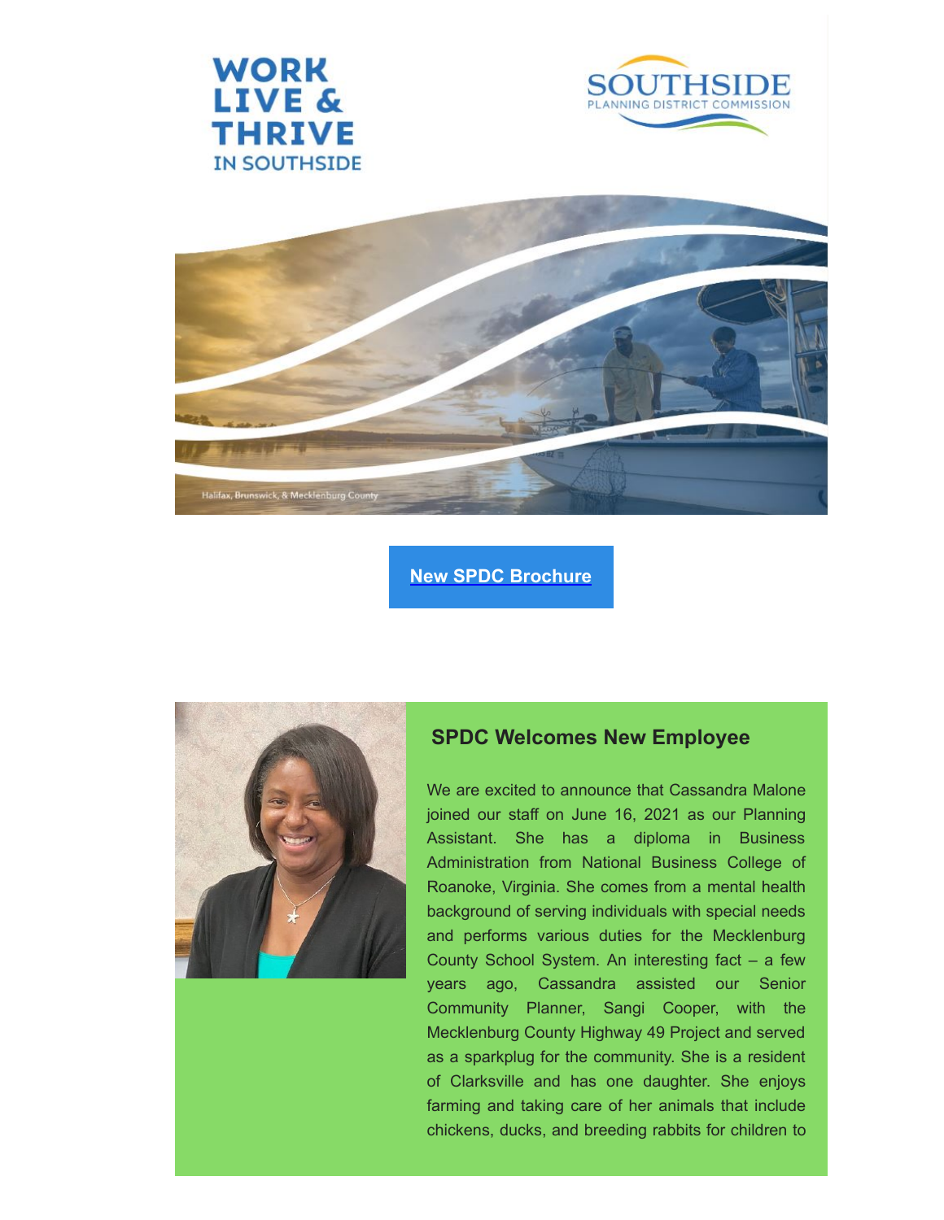WORK LIVE & THRIVE IN SOUTHSIDE

SOUTHSIDE PLANNING DISTRICT COMMISSION

Halifax, Brunswick, & Mecklenburg County

**New SPDC Brochure**

### SPDC Welcomes New Employee

We are excited to announce that Cassandra Malone joined our staff on June 16, 2021 as our Planning Assistant. She has a diploma in Business Administration from National Business College of Roanoke, Virginia. She comes from a mental health background of serving individuals with special needs and performs various duties for the Mecklenburg County School System. An interesting fact – a few years ago, Cassandra assisted our Senior Community Planner, Sangi Cooper, with the Mecklenburg County Highway 49 Project and served as a sparkplug for the community. She is a resident of Clarksville and has one daughter. She enjoys farming and taking care of her animals that include chickens, ducks, and breeding rabbits for children to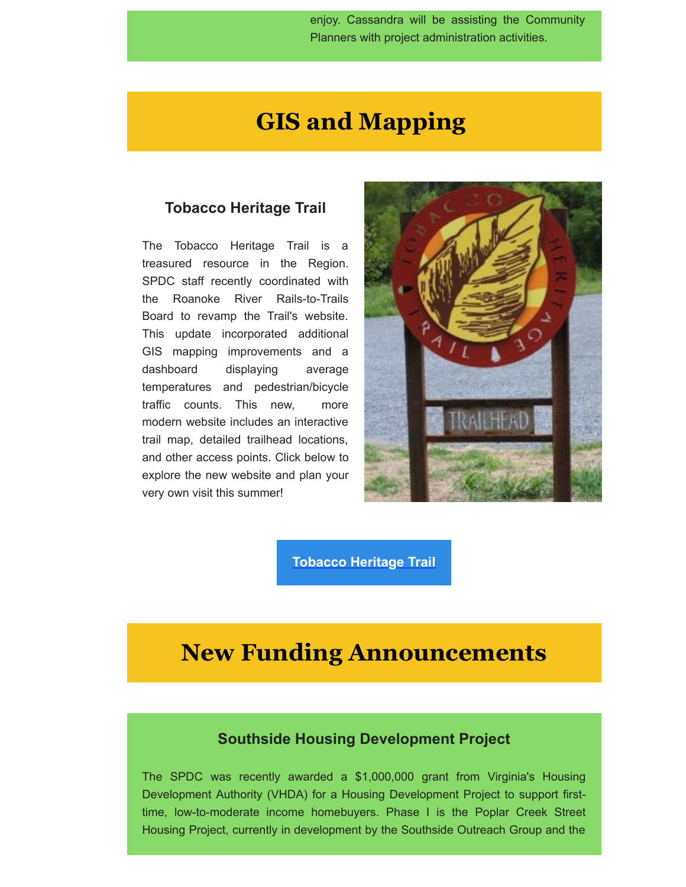enjoy. Cassandra will be assisting the Community Planners with project administration activities.

# GIS and Mapping

### Tobacco Heritage Trail

The Tobacco Heritage Trail is a treasured resource in the Region. SPDC staff recently coordinated with the Roanoke River Rails-to-Trails Board to revamp the Trail's website. This update incorporated additional GIS mapping improvements and a dashboard displaying average temperatures and pedestrian/bicycle traffic counts. This new, more modern website includes an interactive trail map, detailed trailhead locations, and other access points. Click below to explore the new website and plan your very own visit this summer!

**Tobacco Heritage Trail**

# New Funding Announcements

### Southside Housing Development Project

The SPDC was recently awarded a $1,000,000 grant from Virginia's Housing Development Authority (VHDA) for a Housing Development Project to support first-time, low-to-moderate income homebuyers. Phase I is the Poplar Creek Street Housing Project, currently in development by the Southside Outreach Group and the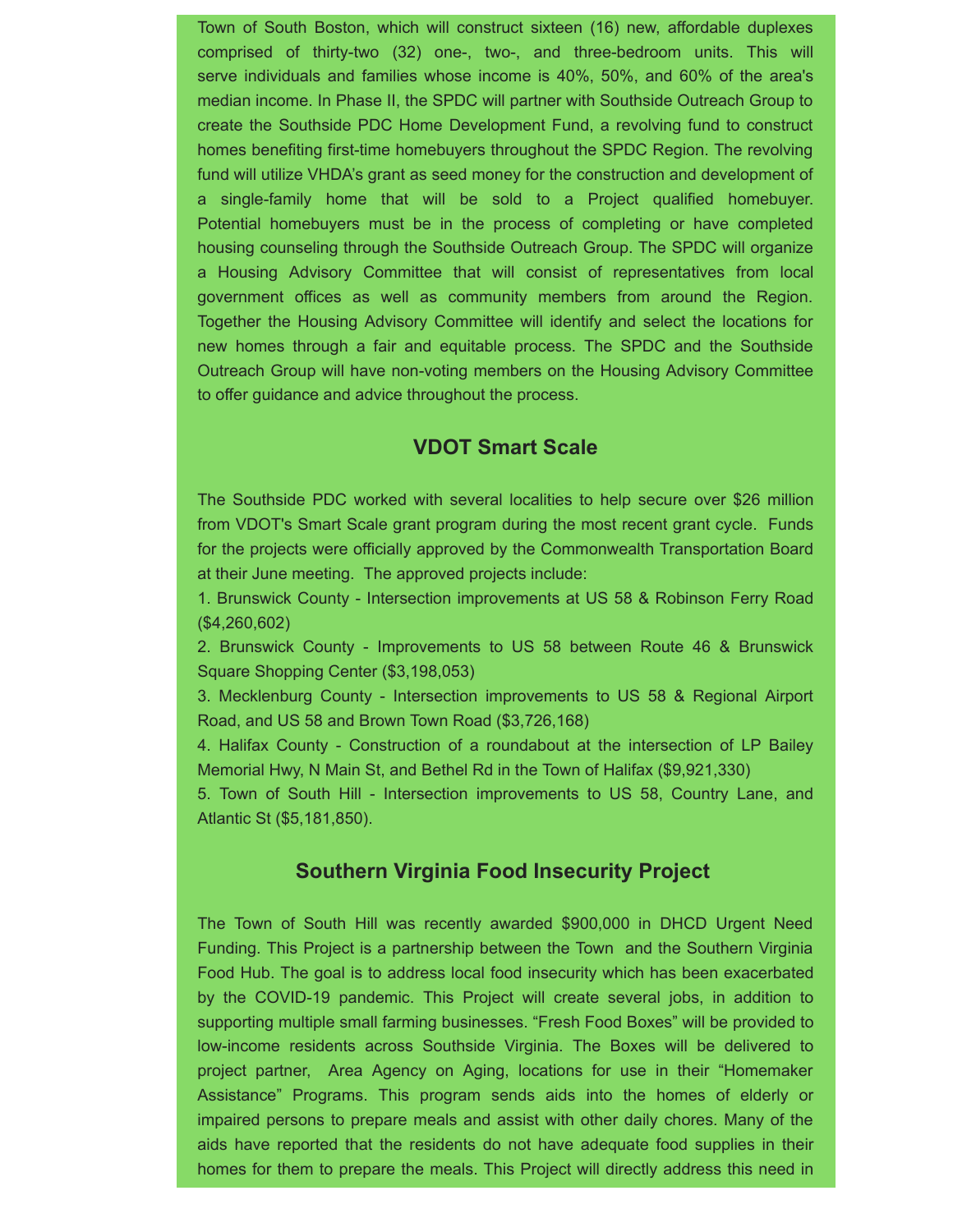Town of South Boston, which will construct sixteen (16) new, affordable duplexes comprised of thirty-two (32) one-, two-, and three-bedroom units. This will serve individuals and families whose income is 40%, 50%, and 60% of the area's median income. In Phase II, the SPDC will partner with Southside Outreach Group to create the Southside PDC Home Development Fund, a revolving fund to construct homes benefiting first-time homebuyers throughout the SPDC Region. The revolving fund will utilize VHDA's grant as seed money for the construction and development of a single-family home that will be sold to a Project qualified homebuyer. Potential homebuyers must be in the process of completing or have completed housing counseling through the Southside Outreach Group. The SPDC will organize a Housing Advisory Committee that will consist of representatives from local government offices as well as community members from around the Region. Together the Housing Advisory Committee will identify and select the locations for new homes through a fair and equitable process. The SPDC and the Southside Outreach Group will have non-voting members on the Housing Advisory Committee to offer guidance and advice throughout the process.

## VDOT Smart Scale

The Southside PDC worked with several localities to help secure over $26 million from VDOT's Smart Scale grant program during the most recent grant cycle. Funds for the projects were officially approved by the Commonwealth Transportation Board at their June meeting. The approved projects include:

1. Brunswick County - Intersection improvements at US 58 & Robinson Ferry Road ($4,260,602)
2. Brunswick County - Improvements to US 58 between Route 46 & Brunswick Square Shopping Center ($3,198,053)
3. Mecklenburg County - Intersection improvements to US 58 & Regional Airport Road, and US 58 and Brown Town Road ($3,726,168)
4. Halifax County - Construction of a roundabout at the intersection of LP Bailey Memorial Hwy, N Main St, and Bethel Rd in the Town of Halifax ($9,921,330)
5. Town of South Hill - Intersection improvements to US 58, Country Lane, and Atlantic St ($5,181,850).

## Southern Virginia Food Insecurity Project

The Town of South Hill was recently awarded $900,000 in DHCD Urgent Need Funding. This Project is a partnership between the Town and the Southern Virginia Food Hub. The goal is to address local food insecurity which has been exacerbated by the COVID-19 pandemic. This Project will create several jobs, in addition to supporting multiple small farming businesses. "Fresh Food Boxes" will be provided to low-income residents across Southside Virginia. The Boxes will be delivered to project partner, Area Agency on Aging, locations for use in their "Homemaker Assistance" Programs. This program sends aids into the homes of elderly or impaired persons to prepare meals and assist with other daily chores. Many of the aids have reported that the residents do not have adequate food supplies in their homes for them to prepare the meals. This Project will directly address this need in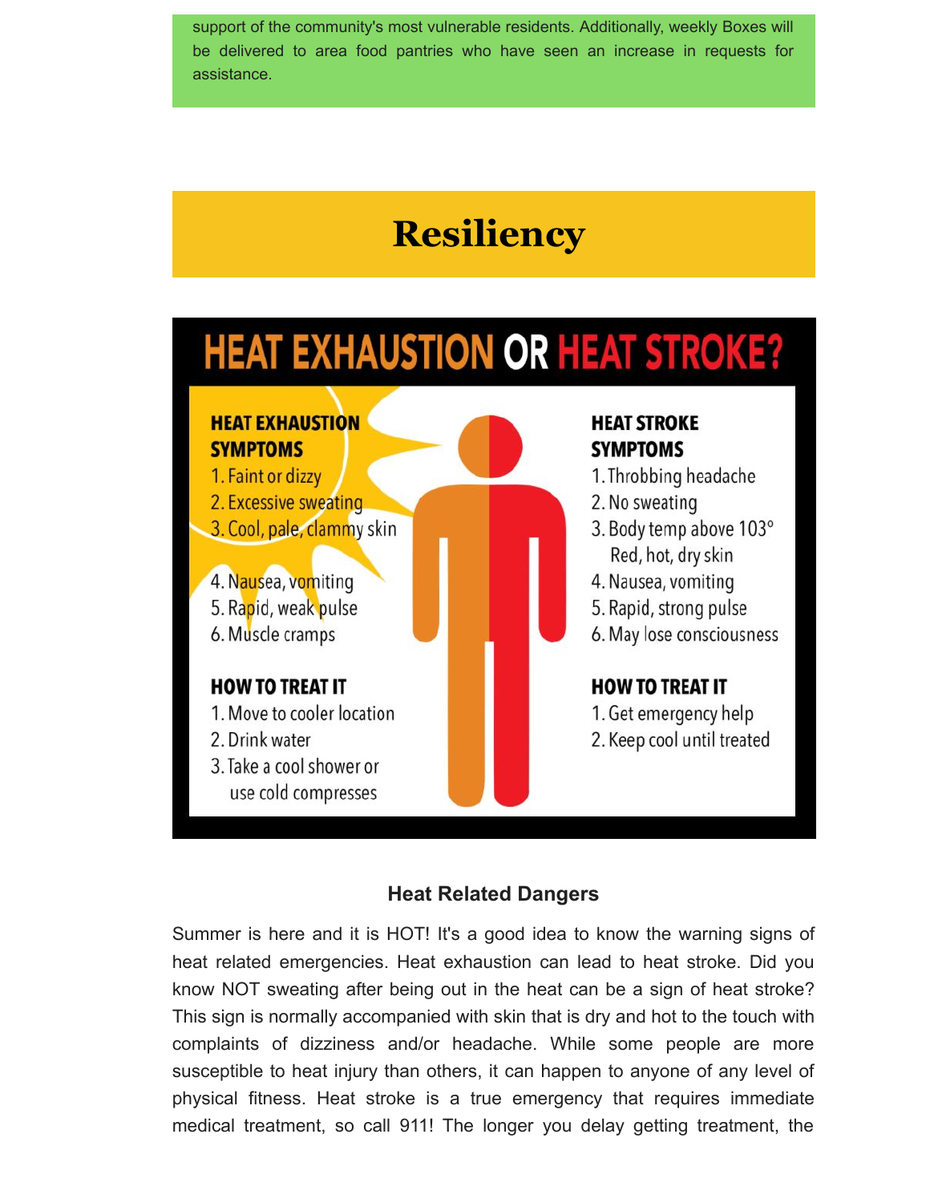support of the community's most vulnerable residents. Additionally, weekly Boxes will be delivered to area food pantries who have seen an increase in requests for assistance.

# Resiliency

## HEAT EXHAUSTION OR HEAT STROKE?

**HEAT EXHAUSTION SYMPTOMS**

1. Faint or dizzy
2. Excessive sweating
3. Cool, pale, clammy skin
4. Nausea, vomiting
5. Rapid, weak pulse
6. Muscle cramps

**HOW TO TREAT IT**

1. Move to cooler location
2. Drink water
3. Take a cool shower or use cold compresses

**HEAT STROKE SYMPTOMS**

1. Throbbing headache
2. No sweating
3. Body temp above 103° Red, hot, dry skin
4. Nausea, vomiting
5. Rapid, strong pulse
6. May lose consciousness

**HOW TO TREAT IT**

1. Get emergency help
2. Keep cool until treated

### Heat Related Dangers

Summer is here and it is HOT! It's a good idea to know the warning signs of heat related emergencies. Heat exhaustion can lead to heat stroke. Did you know NOT sweating after being out in the heat can be a sign of heat stroke? This sign is normally accompanied with skin that is dry and hot to the touch with complaints of dizziness and/or headache. While some people are more susceptible to heat injury than others, it can happen to anyone of any level of physical fitness. Heat stroke is a true emergency that requires immediate medical treatment, so call 911! The longer you delay getting treatment, the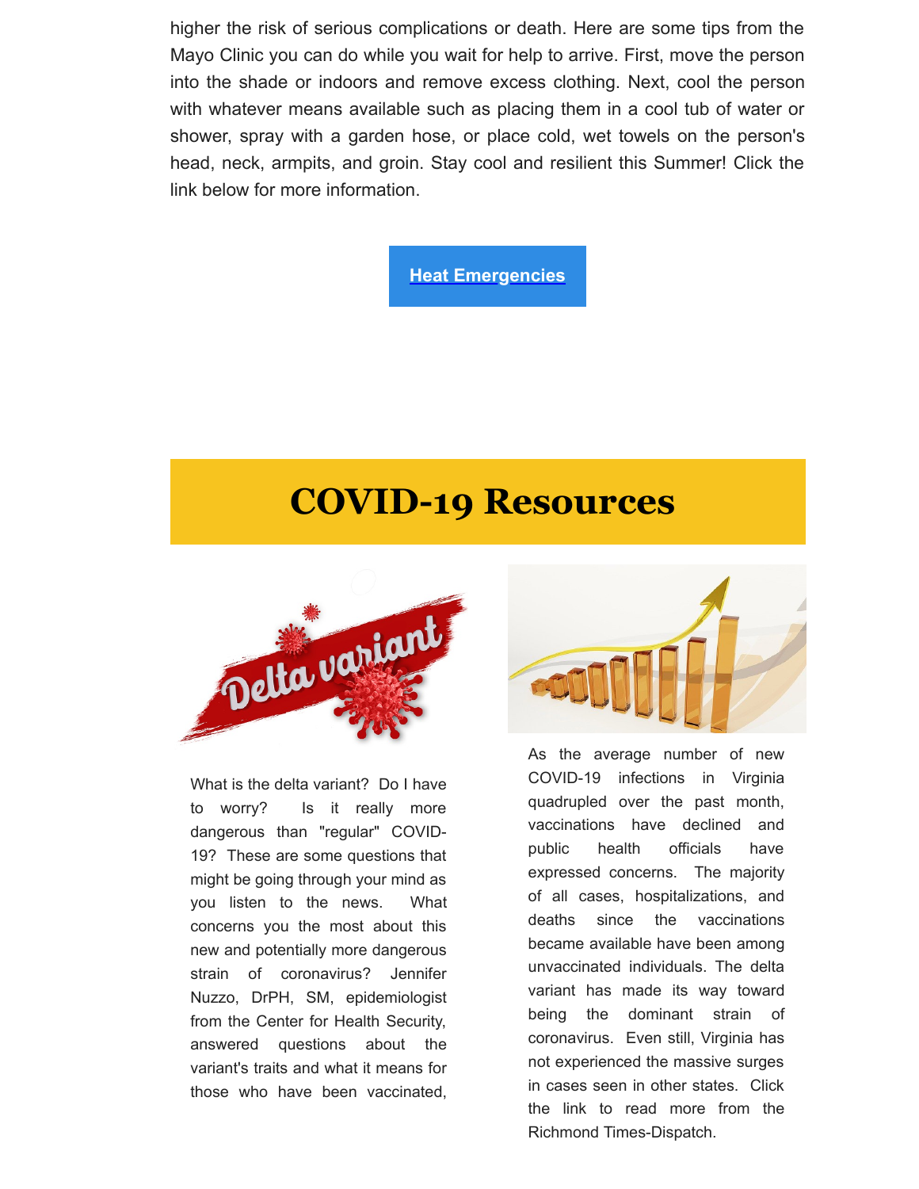higher the risk of serious complications or death. Here are some tips from the Mayo Clinic you can do while you wait for help to arrive. First, move the person into the shade or indoors and remove excess clothing. Next, cool the person with whatever means available such as placing them in a cool tub of water or shower, spray with a garden hose, or place cold, wet towels on the person's head, neck, armpits, and groin. Stay cool and resilient this Summer! Click the link below for more information.

**Heat Emergencies**

# COVID-19 Resources

What is the delta variant? Do I have to worry? Is it really more dangerous than "regular" COVID-19? These are some questions that might be going through your mind as you listen to the news. What concerns you the most about this new and potentially more dangerous strain of coronavirus? Jennifer Nuzzo, DrPH, SM, epidemiologist from the Center for Health Security, answered questions about the variant's traits and what it means for those who have been vaccinated,

As the average number of new COVID-19 infections in Virginia quadrupled over the past month, vaccinations have declined and public health officials have expressed concerns. The majority of all cases, hospitalizations, and deaths since the vaccinations became available have been among unvaccinated individuals. The delta variant has made its way toward being the dominant strain of coronavirus. Even still, Virginia has not experienced the massive surges in cases seen in other states. Click the link to read more from the Richmond Times-Dispatch.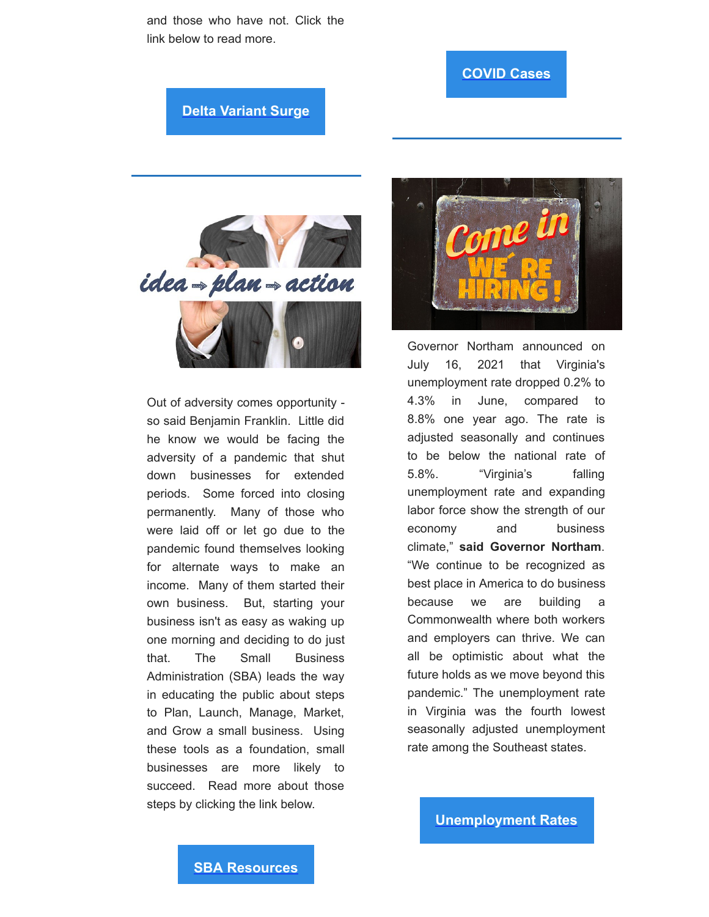and those who have not. Click the link below to read more.

**Delta Variant Surge**

**COVID Cases**

Out of adversity comes opportunity - so said Benjamin Franklin. Little did he know we would be facing the adversity of a pandemic that shut down businesses for extended periods. Some forced into closing permanently. Many of those who were laid off or let go due to the pandemic found themselves looking for alternate ways to make an income. Many of them started their own business. But, starting your business isn't as easy as waking up one morning and deciding to do just that. The Small Business Administration (SBA) leads the way in educating the public about steps to Plan, Launch, Manage, Market, and Grow a small business. Using these tools as a foundation, small businesses are more likely to succeed. Read more about those steps by clicking the link below.

**SBA Resources**

Governor Northam announced on July 16, 2021 that Virginia's unemployment rate dropped 0.2% to 4.3% in June, compared to 8.8% one year ago. The rate is adjusted seasonally and continues to be below the national rate of 5.8%. "Virginia's falling unemployment rate and expanding labor force show the strength of our economy and business climate," **said Governor Northam**. "We continue to be recognized as best place in America to do business because we are building a Commonwealth where both workers and employers can thrive. We can all be optimistic about what the future holds as we move beyond this pandemic." The unemployment rate in Virginia was the fourth lowest seasonally adjusted unemployment rate among the Southeast states.

**Unemployment Rates**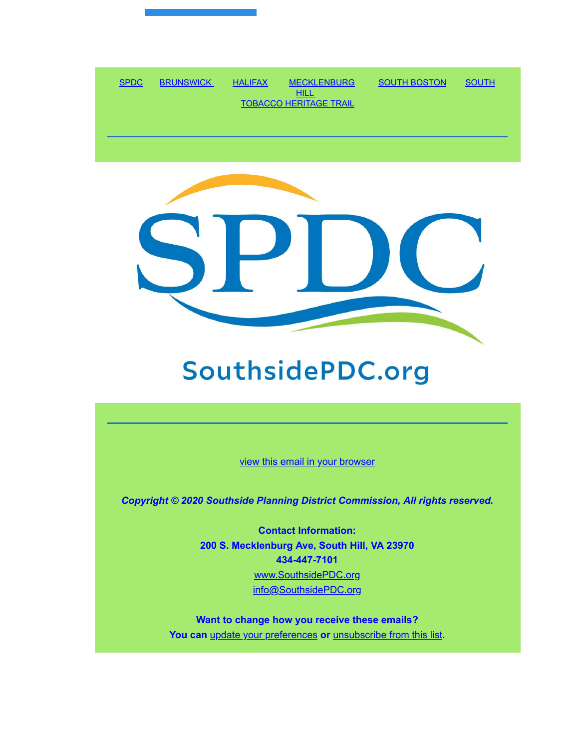SPDC BRUNSWICK HALIFAX MECKLENBURG SOUTH BOSTON SOUTH HILL TOBACCO HERITAGE TRAIL

SouthsidePDC.org

view this email in your browser

***Copyright © 2020 Southside Planning District Commission, All rights reserved.***

**Contact Information:**
**200 S. Mecklenburg Ave, South Hill, VA 23970**
**434-447-7101**
www.SouthsidePDC.org
info@SouthsidePDC.org

**Want to change how you receive these emails?**
**You can** update your preferences **or** unsubscribe from this list**.**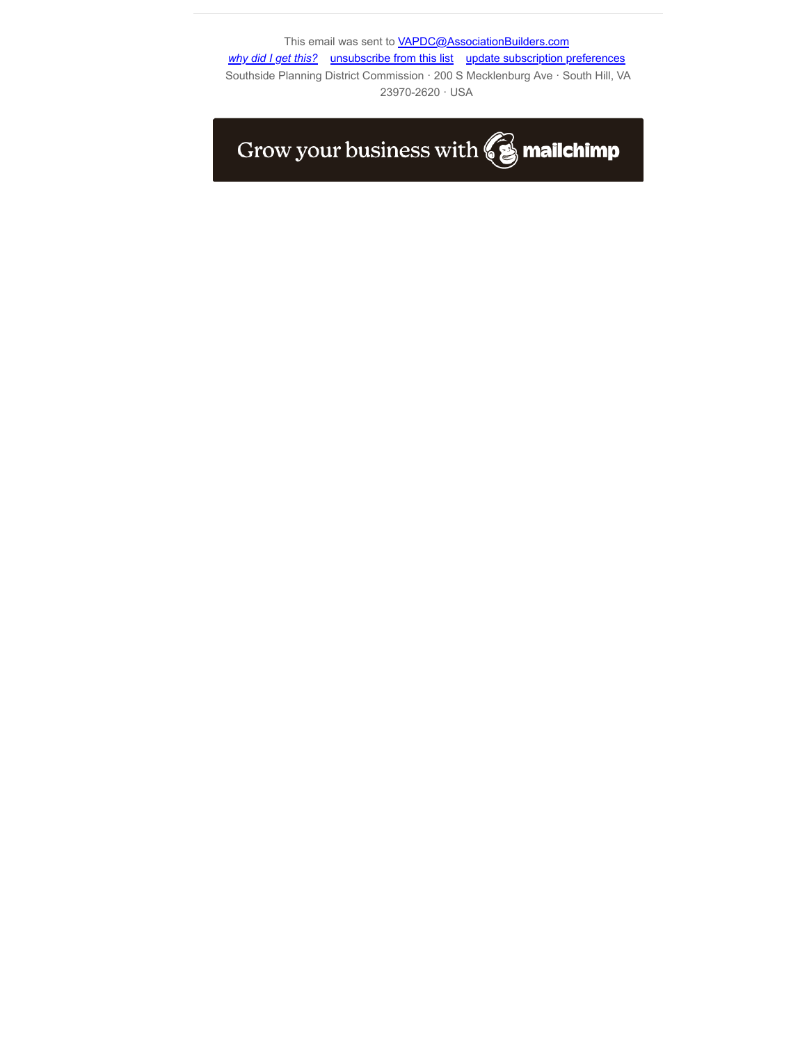This email was sent to VAPDC@AssociationBuilders.com

*why did I get this?*    unsubscribe from this list    update subscription preferences

Southside Planning District Commission · 200 S Mecklenburg Ave · South Hill, VA 23970-2620 · USA

Grow your business with mailchimp